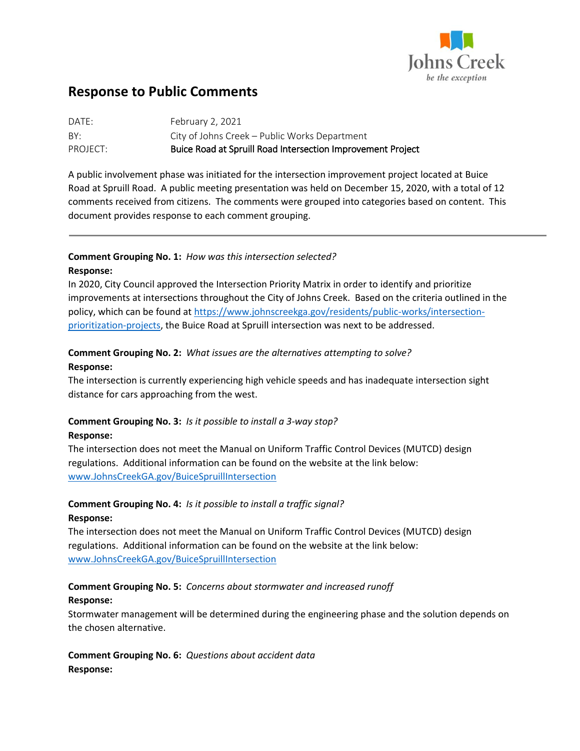# Response to Public Comments

DATE: February 2, 2021

BY: City of Johns Creek – Public Works Department

PROJECT: **Buice Road at Spruill Road Intersection Improvement Project**

A public involvement phase was initiated for the intersection improvement project located at Buice Road at Spruill Road. A public meeting presentation was held on December 15, 2020, with a total of 12 comments received from citizens. The comments were grouped into categories based on content. This document provides response to each comment grouping.

---

**Comment Grouping No. 1:** *How was this intersection selected?*

**Response:**

In 2020, City Council approved the Intersection Priority Matrix in order to identify and prioritize improvements at intersections throughout the City of Johns Creek. Based on the criteria outlined in the policy, which can be found at https://www.johnscreekga.gov/residents/public-works/intersection-prioritization-projects, the Buice Road at Spruill intersection was next to be addressed.

**Comment Grouping No. 2:** *What issues are the alternatives attempting to solve?*

**Response:**

The intersection is currently experiencing high vehicle speeds and has inadequate intersection sight distance for cars approaching from the west.

**Comment Grouping No. 3:** *Is it possible to install a 3-way stop?*

**Response:**

The intersection does not meet the Manual on Uniform Traffic Control Devices (MUTCD) design regulations. Additional information can be found on the website at the link below:
www.JohnsCreekGA.gov/BuiceSpruillIntersection

**Comment Grouping No. 4:** *Is it possible to install a traffic signal?*

**Response:**

The intersection does not meet the Manual on Uniform Traffic Control Devices (MUTCD) design regulations. Additional information can be found on the website at the link below:
www.JohnsCreekGA.gov/BuiceSpruillIntersection

**Comment Grouping No. 5:** *Concerns about stormwater and increased runoff*

**Response:**

Stormwater management will be determined during the engineering phase and the solution depends on the chosen alternative.

**Comment Grouping No. 6:** *Questions about accident data*

**Response:**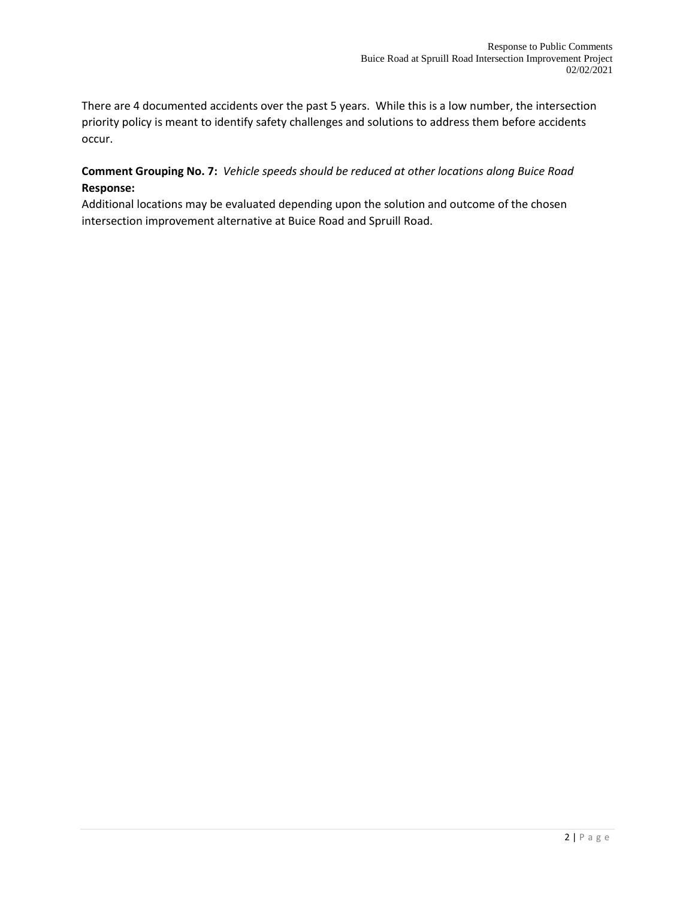There are 4 documented accidents over the past 5 years. While this is a low number, the intersection priority policy is meant to identify safety challenges and solutions to address them before accidents occur.

**Comment Grouping No. 7:** *Vehicle speeds should be reduced at other locations along Buice Road*
**Response:**
Additional locations may be evaluated depending upon the solution and outcome of the chosen intersection improvement alternative at Buice Road and Spruill Road.